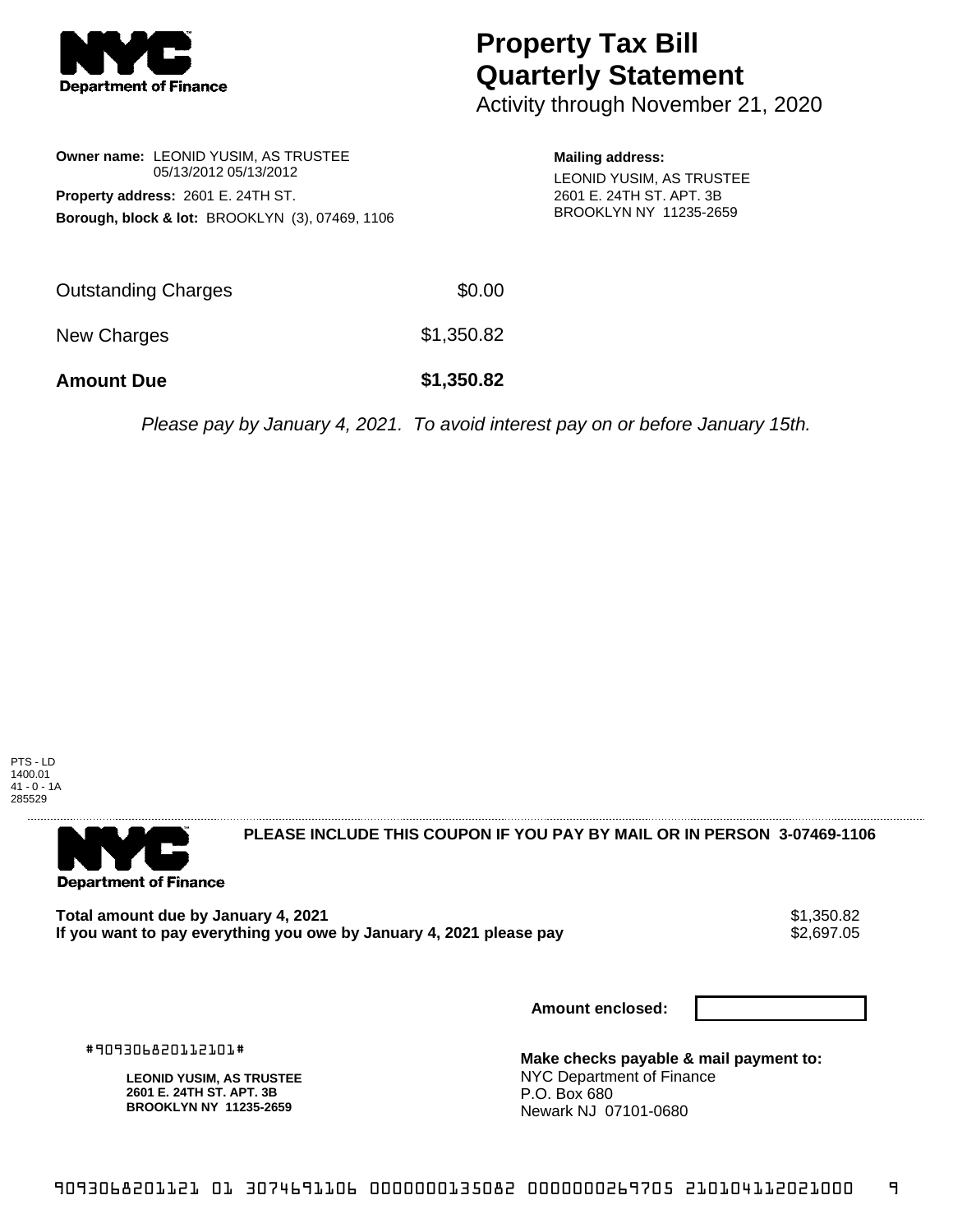# Property Tax Bill Quarterly Statement

Activity through November 21, 2020

**Owner name:** LEONID YUSIM, AS TRUSTEE 05/13/2012 05/13/2012

**Property address:** 2601 E. 24TH ST.

**Borough, block & lot:** BROOKLYN (3), 07469, 1106

**Mailing address:**

LEONID YUSIM, AS TRUSTEE
2601 E. 24TH ST. APT. 3B
BROOKLYN NY 11235-2659

| | |
|---|---|
| Outstanding Charges | $0.00 |
| New Charges | $1,350.82 |
| **Amount Due** | **$1,350.82** |

*Please pay by January 4, 2021. To avoid interest pay on or before January 15th.*

PTS - LD
1400.01
41 - 0 - 1A
285529

**PLEASE INCLUDE THIS COUPON IF YOU PAY BY MAIL OR IN PERSON 3-07469-1106**

| | |
|---|---|
| **Total amount due by January 4, 2021** | $1,350.82 |
| **If you want to pay everything you owe by January 4, 2021 please pay** | $2,697.05 |

**Amount enclosed:**

#909306820112101#

**LEONID YUSIM, AS TRUSTEE**
**2601 E. 24TH ST. APT. 3B**
**BROOKLYN NY 11235-2659**

**Make checks payable & mail payment to:**
NYC Department of Finance
P.O. Box 680
Newark NJ 07101-0680

9093068201121 01 3074691106 0000000135082 0000000269705 210104112021000 9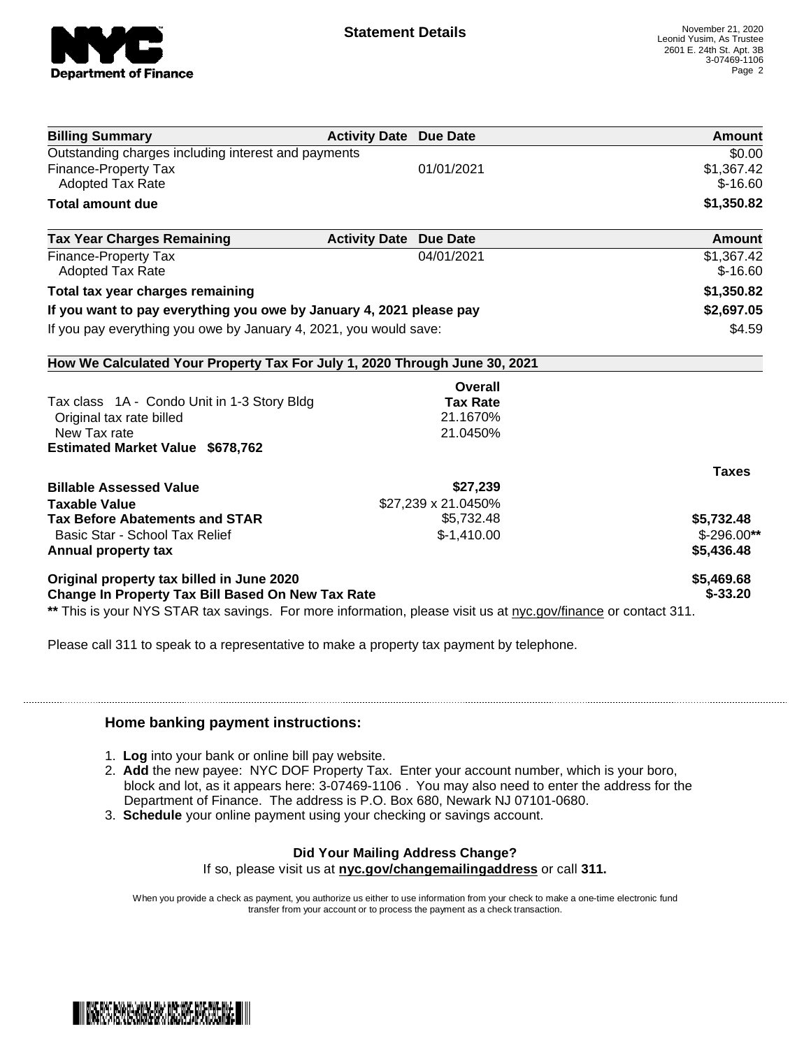**Statement Details**

November 21, 2020
Leonid Yusim, As Trustee
2601 E. 24th St. Apt. 3B
3-07469-1106

| Billing Summary | Activity Date | Due Date | Amount |
|---|---|---|---|
| Outstanding charges including interest and payments | | | $0.00 |
| Finance-Property Tax | | 01/01/2021 | $1,367.42 |
| Adopted Tax Rate | | | $-16.60 |
| **Total amount due** | | | **$1,350.82** |

| Tax Year Charges Remaining | Activity Date | Due Date | Amount |
|---|---|---|---|
| Finance-Property Tax | | 04/01/2021 | $1,367.42 |
| Adopted Tax Rate | | | $-16.60 |
| **Total tax year charges remaining** | | | **$1,350.82** |
| **If you want to pay everything you owe by January 4, 2021 please pay** | | | **$2,697.05** |
| If you pay everything you owe by January 4, 2021, you would save: | | | $4.59 |

**How We Calculated Your Property Tax For July 1, 2020 Through June 30, 2021**

| | Overall Tax Rate | |
|---|---|---|
| Tax class 1A - Condo Unit in 1-3 Story Bldg | | |
| Original tax rate billed | 21.1670% | |
| New Tax rate | 21.0450% | |
| **Estimated Market Value $678,762** | | |
| | | **Taxes** |
| **Billable Assessed Value** | **$27,239** | |
| **Taxable Value** | $27,239 x 21.0450% | |
| **Tax Before Abatements and STAR** | $5,732.48 | **$5,732.48** |
| Basic Star - School Tax Relief | $-1,410.00 | $-296.00** |
| **Annual property tax** | | **$5,436.48** |
| **Original property tax billed in June 2020** | | **$5,469.68** |
| **Change In Property Tax Bill Based On New Tax Rate** | | **$-33.20** |

** This is your NYS STAR tax savings. For more information, please visit us at nyc.gov/finance or contact 311.

Please call 311 to speak to a representative to make a property tax payment by telephone.

### Home banking payment instructions:

1. **Log** into your bank or online bill pay website.
2. **Add** the new payee: NYC DOF Property Tax. Enter your account number, which is your boro, block and lot, as it appears here: 3-07469-1106 . You may also need to enter the address for the Department of Finance. The address is P.O. Box 680, Newark NJ 07101-0680.
3. **Schedule** your online payment using your checking or savings account.

**Did Your Mailing Address Change?**

If so, please visit us at **nyc.gov/changemailingaddress** or call **311.**

When you provide a check as payment, you authorize us either to use information from your check to make a one-time electronic fund transfer from your account or to process the payment as a check transaction.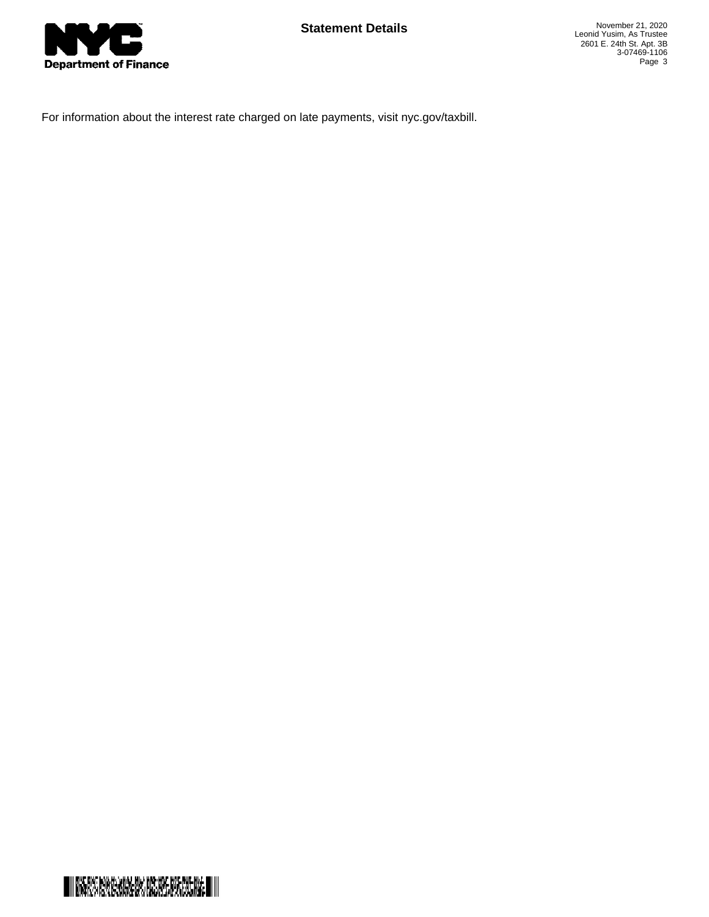For information about the interest rate charged on late payments, visit nyc.gov/taxbill.